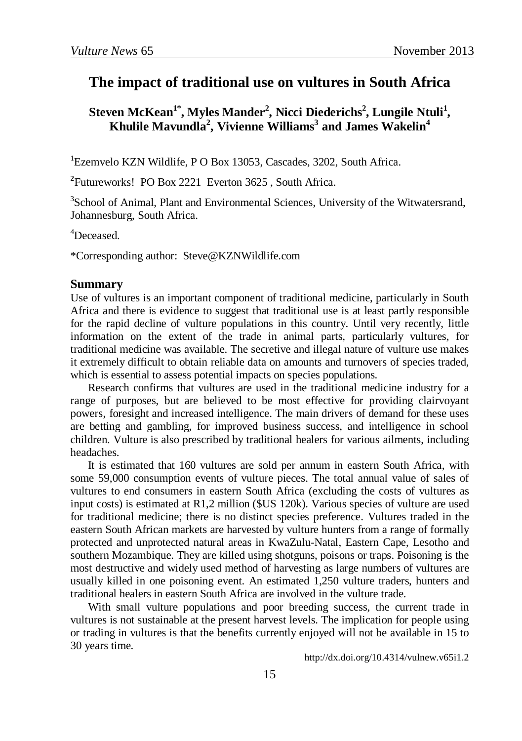# The impact of traditional use on vultures in South Africa

**Steven McKean[1*], Myles Mander[2], Nicci Diederichs[2], Lungile Ntuli[1], Khulile Mavundla[2], Vivienne Williams[3] and James Wakelin[4]**

[1]Ezemvelo KZN Wildlife, P O Box 13053, Cascades, 3202, South Africa.

[2]Futureworks! PO Box 2221 Everton 3625 , South Africa.

[3]School of Animal, Plant and Environmental Sciences, University of the Witwatersrand, Johannesburg, South Africa.

[4]Deceased.

*Corresponding author: Steve@KZNWildlife.com

## Summary

Use of vultures is an important component of traditional medicine, particularly in South Africa and there is evidence to suggest that traditional use is at least partly responsible for the rapid decline of vulture populations in this country. Until very recently, little information on the extent of the trade in animal parts, particularly vultures, for traditional medicine was available. The secretive and illegal nature of vulture use makes it extremely difficult to obtain reliable data on amounts and turnovers of species traded, which is essential to assess potential impacts on species populations.

Research confirms that vultures are used in the traditional medicine industry for a range of purposes, but are believed to be most effective for providing clairvoyant powers, foresight and increased intelligence. The main drivers of demand for these uses are betting and gambling, for improved business success, and intelligence in school children. Vulture is also prescribed by traditional healers for various ailments, including headaches.

It is estimated that 160 vultures are sold per annum in eastern South Africa, with some 59,000 consumption events of vulture pieces. The total annual value of sales of vultures to end consumers in eastern South Africa (excluding the costs of vultures as input costs) is estimated at R1,2 million ($US 120k). Various species of vulture are used for traditional medicine; there is no distinct species preference. Vultures traded in the eastern South African markets are harvested by vulture hunters from a range of formally protected and unprotected natural areas in KwaZulu-Natal, Eastern Cape, Lesotho and southern Mozambique. They are killed using shotguns, poisons or traps. Poisoning is the most destructive and widely used method of harvesting as large numbers of vultures are usually killed in one poisoning event. An estimated 1,250 vulture traders, hunters and traditional healers in eastern South Africa are involved in the vulture trade.

With small vulture populations and poor breeding success, the current trade in vultures is not sustainable at the present harvest levels. The implication for people using or trading in vultures is that the benefits currently enjoyed will not be available in 15 to 30 years time.

http://dx.doi.org/10.4314/vulnew.v65i1.2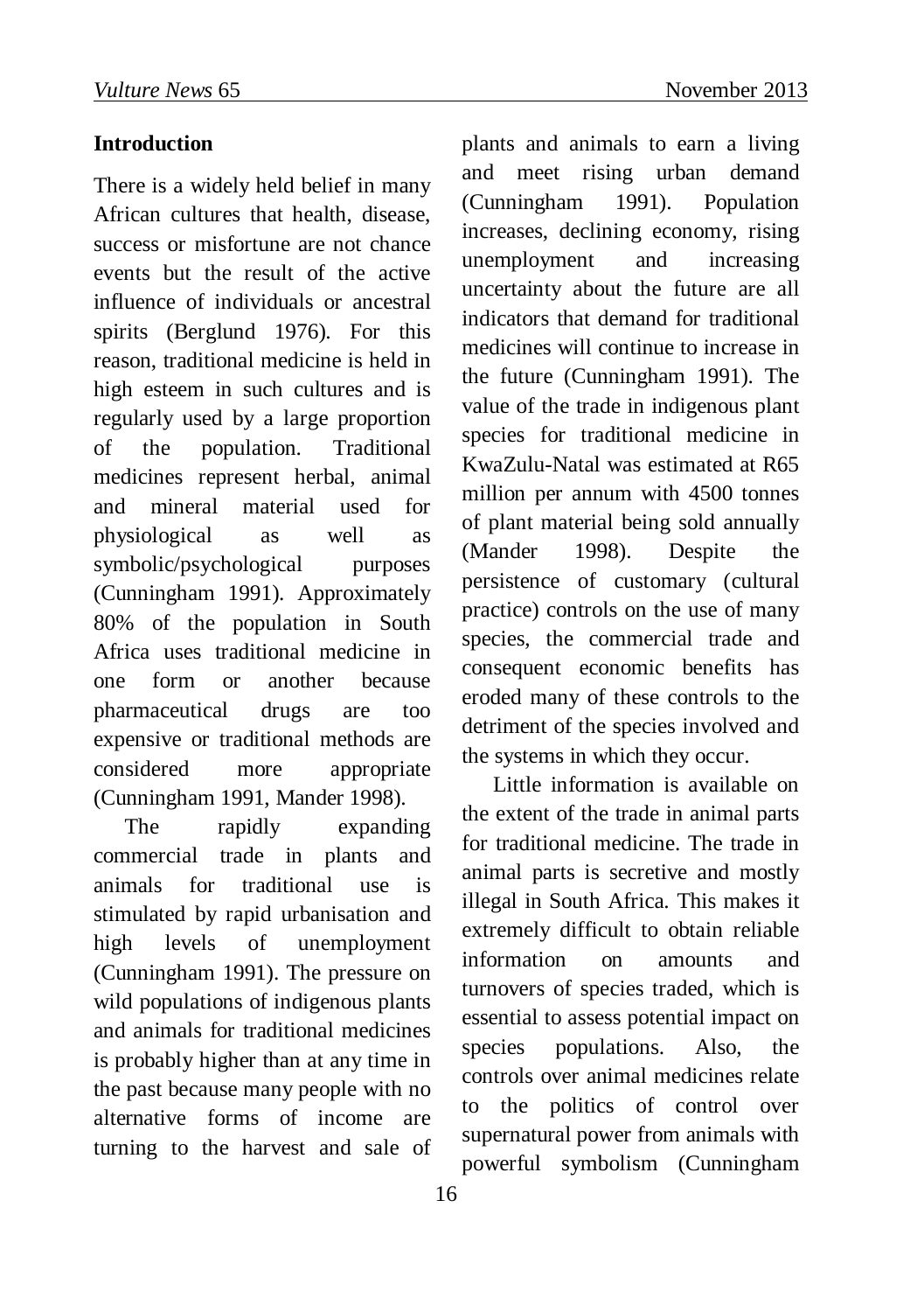## Introduction

There is a widely held belief in many African cultures that health, disease, success or misfortune are not chance events but the result of the active influence of individuals or ancestral spirits (Berglund 1976). For this reason, traditional medicine is held in high esteem in such cultures and is regularly used by a large proportion of the population. Traditional medicines represent herbal, animal and mineral material used for physiological as well as symbolic/psychological purposes (Cunningham 1991). Approximately 80% of the population in South Africa uses traditional medicine in one form or another because pharmaceutical drugs are too expensive or traditional methods are considered more appropriate (Cunningham 1991, Mander 1998).

The rapidly expanding commercial trade in plants and animals for traditional use is stimulated by rapid urbanisation and high levels of unemployment (Cunningham 1991). The pressure on wild populations of indigenous plants and animals for traditional medicines is probably higher than at any time in the past because many people with no alternative forms of income are turning to the harvest and sale of plants and animals to earn a living and meet rising urban demand (Cunningham 1991). Population increases, declining economy, rising unemployment and increasing uncertainty about the future are all indicators that demand for traditional medicines will continue to increase in the future (Cunningham 1991). The value of the trade in indigenous plant species for traditional medicine in KwaZulu-Natal was estimated at R65 million per annum with 4500 tonnes of plant material being sold annually (Mander 1998). Despite the persistence of customary (cultural practice) controls on the use of many species, the commercial trade and consequent economic benefits has eroded many of these controls to the detriment of the species involved and the systems in which they occur.

Little information is available on the extent of the trade in animal parts for traditional medicine. The trade in animal parts is secretive and mostly illegal in South Africa. This makes it extremely difficult to obtain reliable information on amounts and turnovers of species traded, which is essential to assess potential impact on species populations. Also, the controls over animal medicines relate to the politics of control over supernatural power from animals with powerful symbolism (Cunningham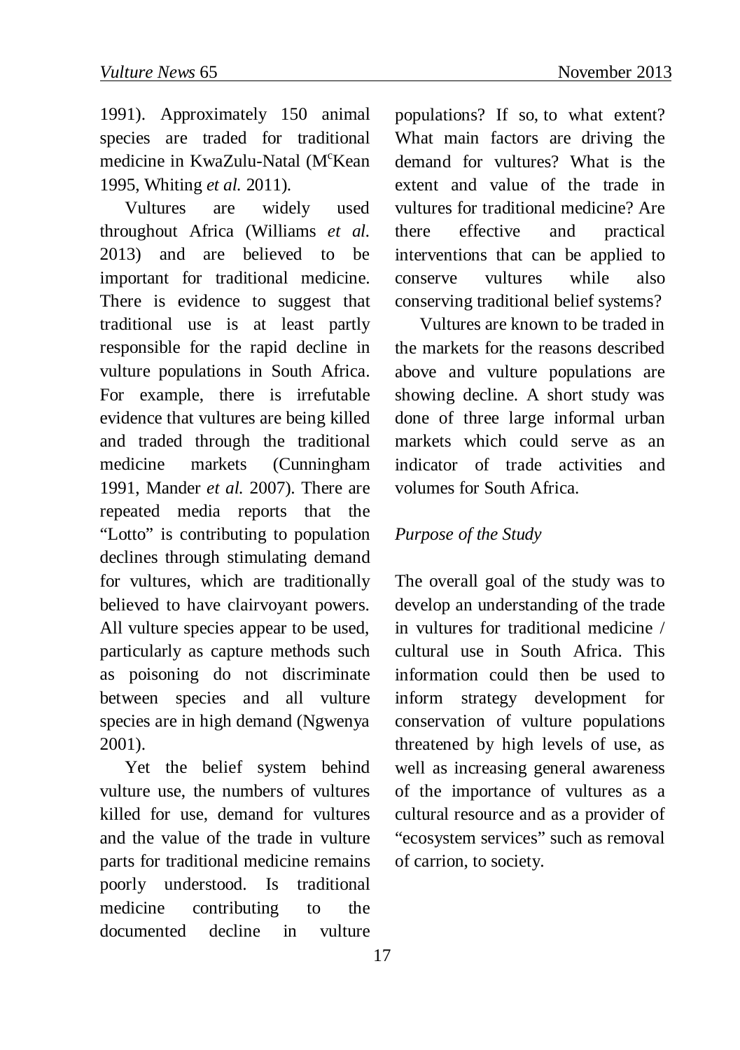1991). Approximately 150 animal species are traded for traditional medicine in KwaZulu-Natal (M[c]Kean 1995, Whiting *et al.* 2011).

Vultures are widely used throughout Africa (Williams *et al.* 2013) and are believed to be important for traditional medicine. There is evidence to suggest that traditional use is at least partly responsible for the rapid decline in vulture populations in South Africa. For example, there is irrefutable evidence that vultures are being killed and traded through the traditional medicine markets (Cunningham 1991, Mander *et al.* 2007). There are repeated media reports that the "Lotto" is contributing to population declines through stimulating demand for vultures, which are traditionally believed to have clairvoyant powers. All vulture species appear to be used, particularly as capture methods such as poisoning do not discriminate between species and all vulture species are in high demand (Ngwenya 2001).

Yet the belief system behind vulture use, the numbers of vultures killed for use, demand for vultures and the value of the trade in vulture parts for traditional medicine remains poorly understood. Is traditional medicine contributing to the documented decline in vulture populations? If so, to what extent? What main factors are driving the demand for vultures? What is the extent and value of the trade in vultures for traditional medicine? Are there effective and practical interventions that can be applied to conserve vultures while also conserving traditional belief systems?

Vultures are known to be traded in the markets for the reasons described above and vulture populations are showing decline. A short study was done of three large informal urban markets which could serve as an indicator of trade activities and volumes for South Africa.

*Purpose of the Study*

The overall goal of the study was to develop an understanding of the trade in vultures for traditional medicine / cultural use in South Africa. This information could then be used to inform strategy development for conservation of vulture populations threatened by high levels of use, as well as increasing general awareness of the importance of vultures as a cultural resource and as a provider of "ecosystem services" such as removal of carrion, to society.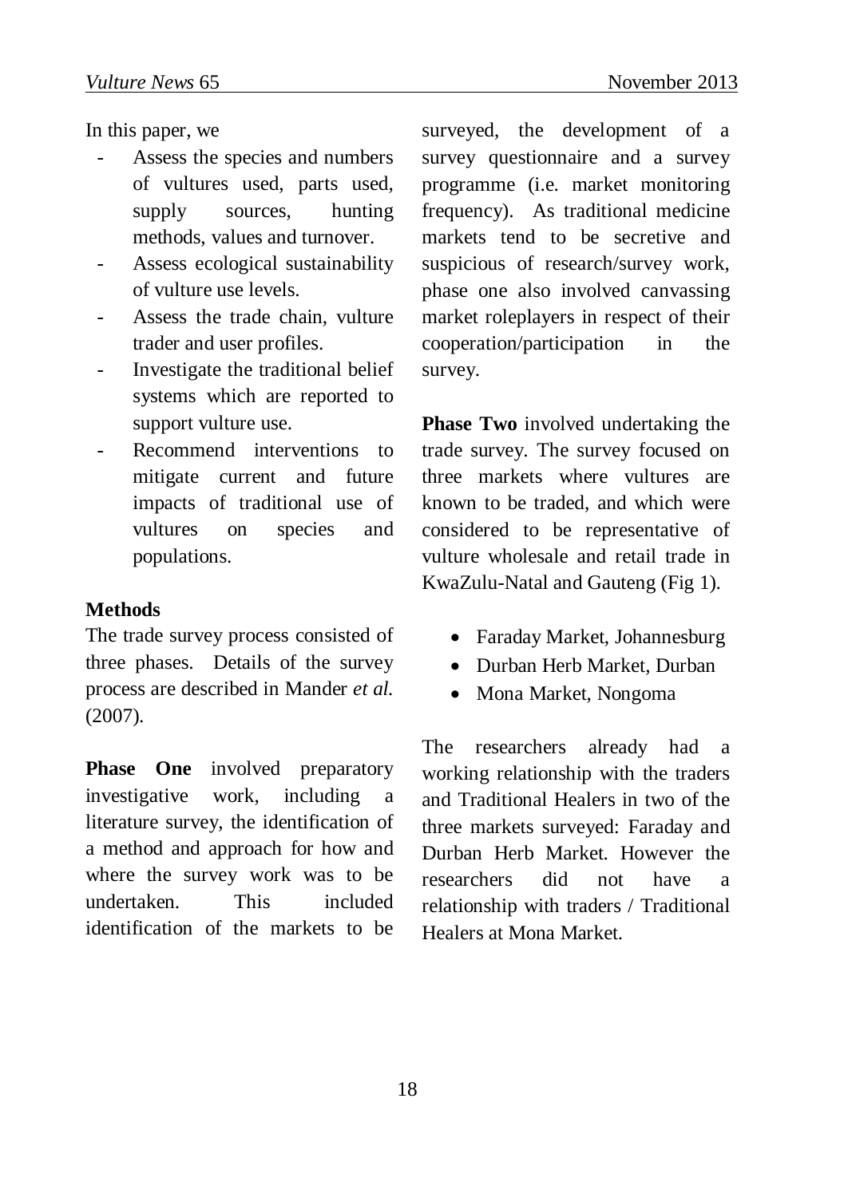In this paper, we

- Assess the species and numbers of vultures used, parts used, supply sources, hunting methods, values and turnover.
- Assess ecological sustainability of vulture use levels.
- Assess the trade chain, vulture trader and user profiles.
- Investigate the traditional belief systems which are reported to support vulture use.
- Recommend interventions to mitigate current and future impacts of traditional use of vultures on species and populations.

**Methods**

The trade survey process consisted of three phases. Details of the survey process are described in Mander *et al.* (2007).

**Phase One** involved preparatory investigative work, including a literature survey, the identification of a method and approach for how and where the survey work was to be undertaken. This included identification of the markets to be surveyed, the development of a survey questionnaire and a survey programme (i.e. market monitoring frequency). As traditional medicine markets tend to be secretive and suspicious of research/survey work, phase one also involved canvassing market roleplayers in respect of their cooperation/participation in the survey.

**Phase Two** involved undertaking the trade survey. The survey focused on three markets where vultures are known to be traded, and which were considered to be representative of vulture wholesale and retail trade in KwaZulu-Natal and Gauteng (Fig 1).

- Faraday Market, Johannesburg
- Durban Herb Market, Durban
- Mona Market, Nongoma

The researchers already had a working relationship with the traders and Traditional Healers in two of the three markets surveyed: Faraday and Durban Herb Market. However the researchers did not have a relationship with traders / Traditional Healers at Mona Market.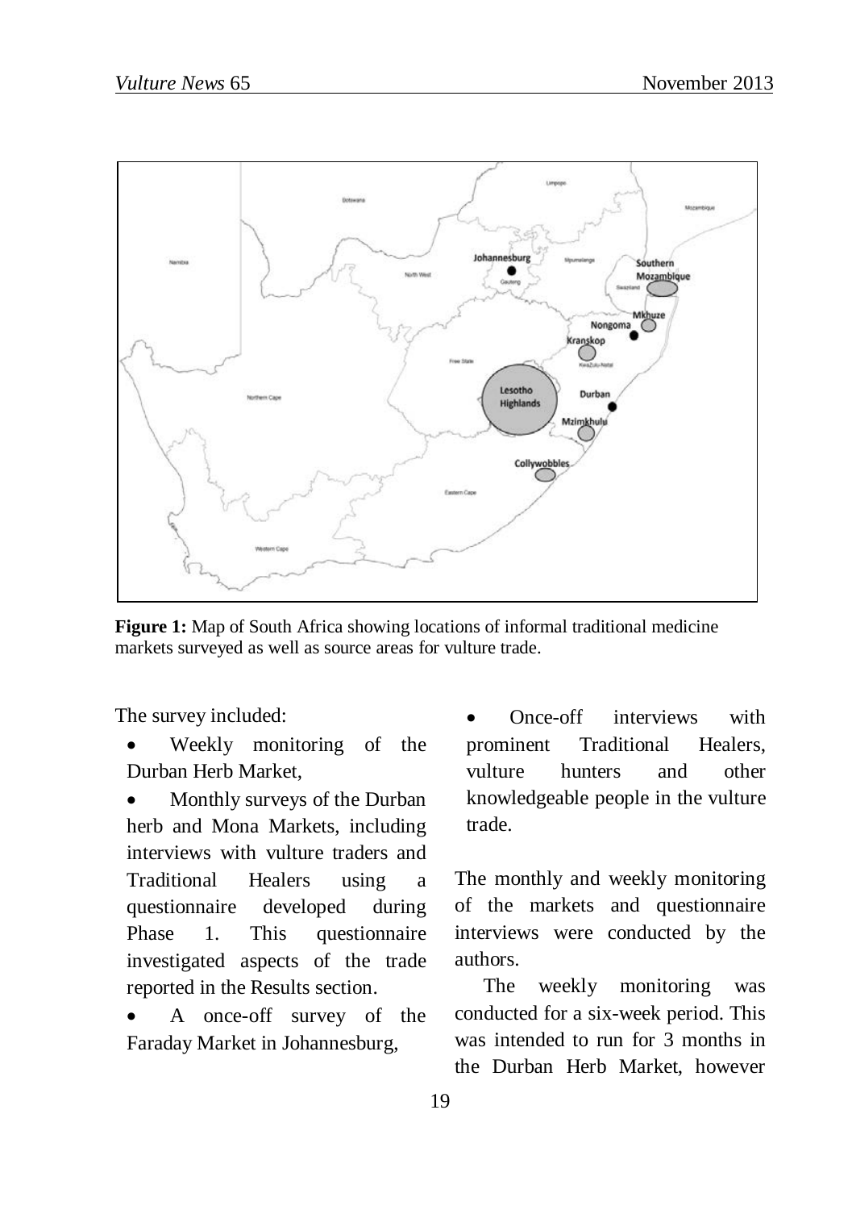**Figure 1:** Map of South Africa showing locations of informal traditional medicine markets surveyed as well as source areas for vulture trade.

The survey included:

- Weekly monitoring of the Durban Herb Market,
- Monthly surveys of the Durban herb and Mona Markets, including interviews with vulture traders and Traditional Healers using a questionnaire developed during Phase 1. This questionnaire investigated aspects of the trade reported in the Results section.
- A once-off survey of the Faraday Market in Johannesburg,
- Once-off interviews with prominent Traditional Healers, vulture hunters and other knowledgeable people in the vulture trade.

The monthly and weekly monitoring of the markets and questionnaire interviews were conducted by the authors.

The weekly monitoring was conducted for a six-week period. This was intended to run for 3 months in the Durban Herb Market, however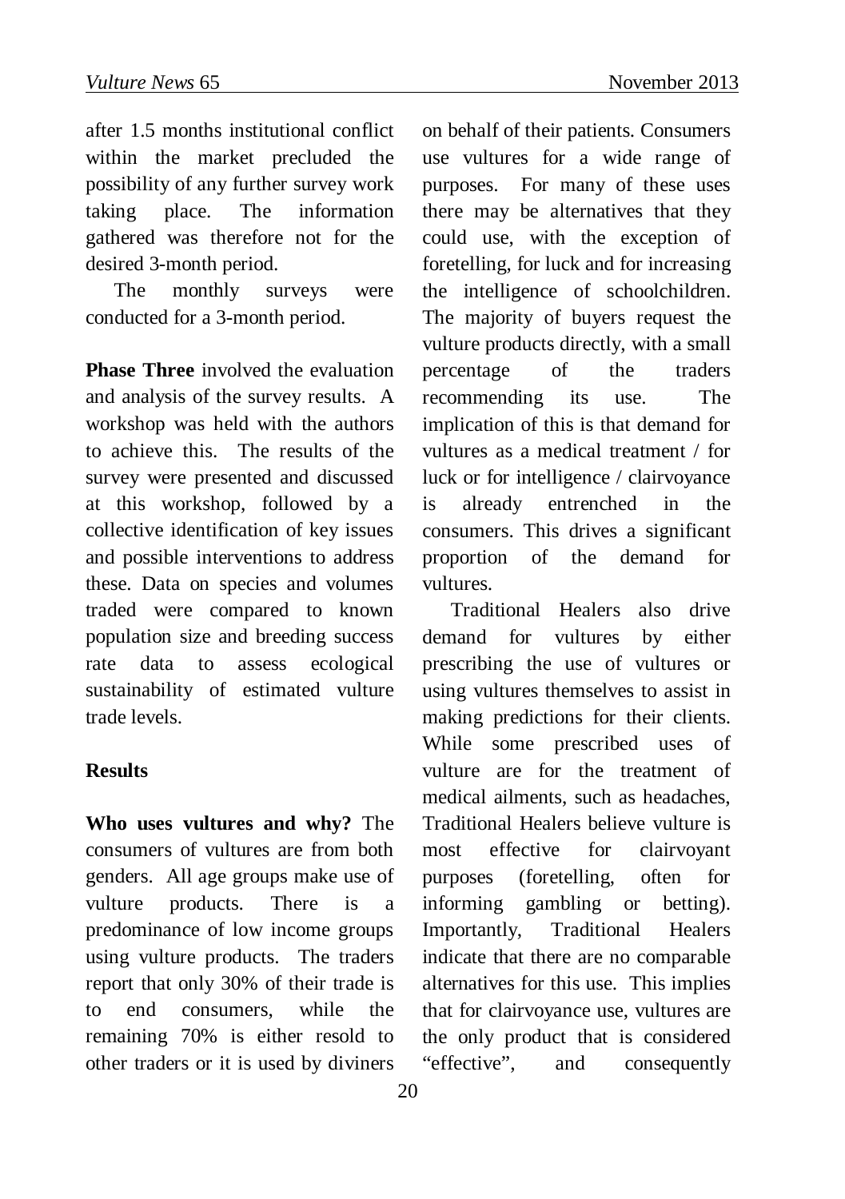after 1.5 months institutional conflict within the market precluded the possibility of any further survey work taking place. The information gathered was therefore not for the desired 3-month period.

The monthly surveys were conducted for a 3-month period.

**Phase Three** involved the evaluation and analysis of the survey results. A workshop was held with the authors to achieve this. The results of the survey were presented and discussed at this workshop, followed by a collective identification of key issues and possible interventions to address these. Data on species and volumes traded were compared to known population size and breeding success rate data to assess ecological sustainability of estimated vulture trade levels.

## Results

**Who uses vultures and why?** The consumers of vultures are from both genders. All age groups make use of vulture products. There is a predominance of low income groups using vulture products. The traders report that only 30% of their trade is to end consumers, while the remaining 70% is either resold to other traders or it is used by diviners on behalf of their patients. Consumers use vultures for a wide range of purposes. For many of these uses there may be alternatives that they could use, with the exception of foretelling, for luck and for increasing the intelligence of schoolchildren. The majority of buyers request the vulture products directly, with a small percentage of the traders recommending its use. The implication of this is that demand for vultures as a medical treatment / for luck or for intelligence / clairvoyance is already entrenched in the consumers. This drives a significant proportion of the demand for vultures.

Traditional Healers also drive demand for vultures by either prescribing the use of vultures or using vultures themselves to assist in making predictions for their clients. While some prescribed uses of vulture are for the treatment of medical ailments, such as headaches, Traditional Healers believe vulture is most effective for clairvoyant purposes (foretelling, often for informing gambling or betting). Importantly, Traditional Healers indicate that there are no comparable alternatives for this use. This implies that for clairvoyance use, vultures are the only product that is considered "effective", and consequently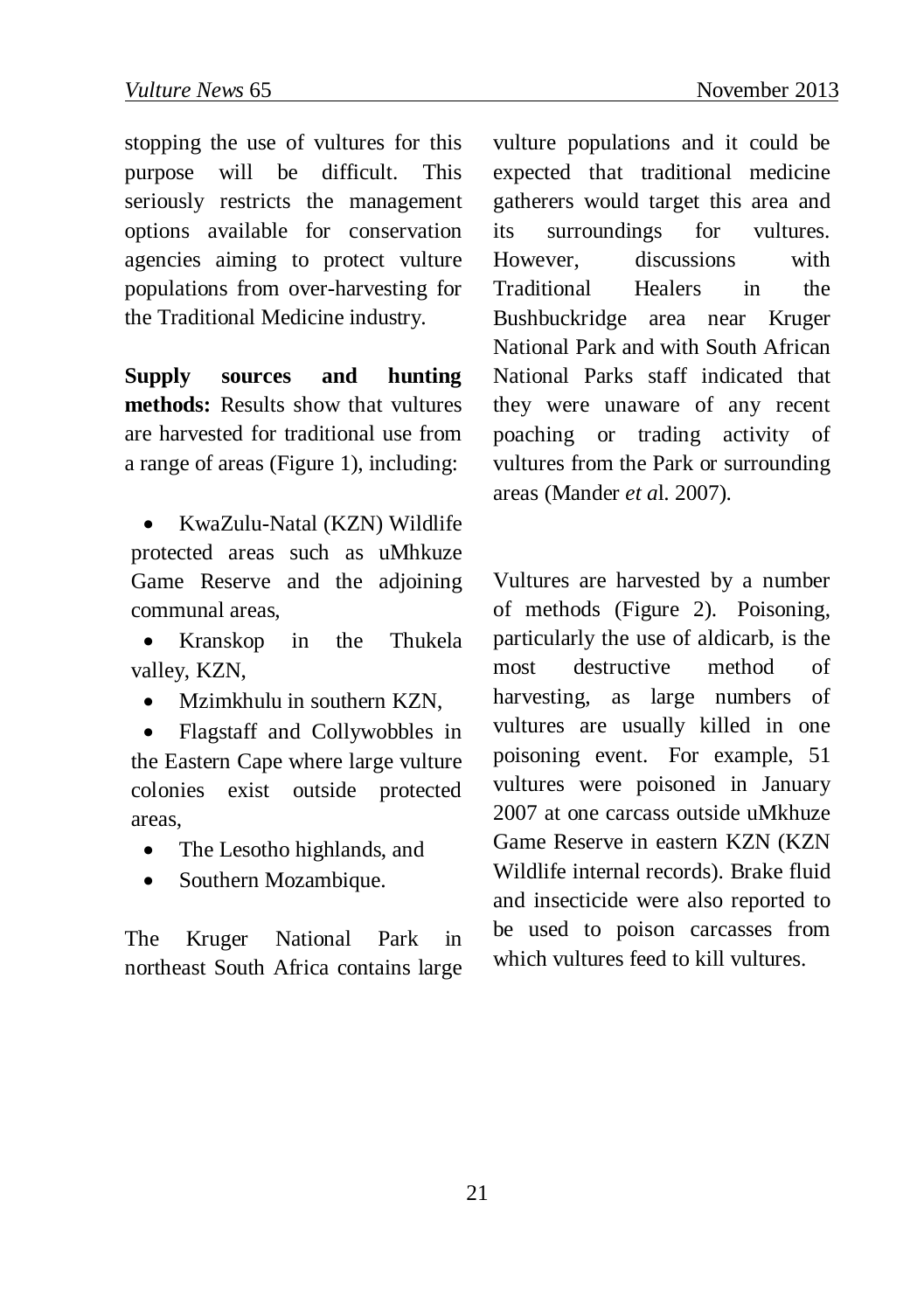stopping the use of vultures for this purpose will be difficult. This seriously restricts the management options available for conservation agencies aiming to protect vulture populations from over-harvesting for the Traditional Medicine industry.

**Supply sources and hunting methods:** Results show that vultures are harvested for traditional use from a range of areas (Figure 1), including:

- KwaZulu-Natal (KZN) Wildlife protected areas such as uMhkuze Game Reserve and the adjoining communal areas,
- Kranskop in the Thukela valley, KZN,
- Mzimkhulu in southern KZN,
- Flagstaff and Collywobbles in the Eastern Cape where large vulture colonies exist outside protected areas,
- The Lesotho highlands, and
- Southern Mozambique.

The Kruger National Park in northeast South Africa contains large vulture populations and it could be expected that traditional medicine gatherers would target this area and its surroundings for vultures. However, discussions with Traditional Healers in the Bushbuckridge area near Kruger National Park and with South African National Parks staff indicated that they were unaware of any recent poaching or trading activity of vultures from the Park or surrounding areas (Mander *et a*l. 2007).

Vultures are harvested by a number of methods (Figure 2). Poisoning, particularly the use of aldicarb, is the most destructive method of harvesting, as large numbers of vultures are usually killed in one poisoning event. For example, 51 vultures were poisoned in January 2007 at one carcass outside uMkhuze Game Reserve in eastern KZN (KZN Wildlife internal records). Brake fluid and insecticide were also reported to be used to poison carcasses from which vultures feed to kill vultures.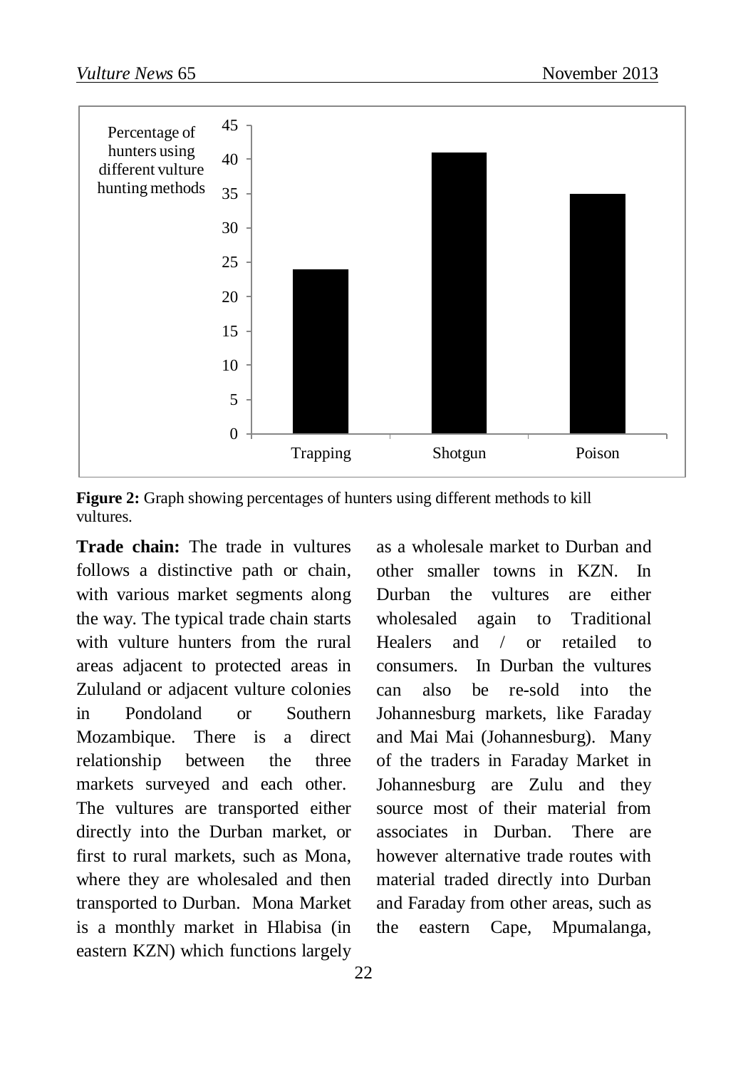**Figure 2:** Graph showing percentages of hunters using different methods to kill vultures.

**Trade chain:** The trade in vultures follows a distinctive path or chain, with various market segments along the way. The typical trade chain starts with vulture hunters from the rural areas adjacent to protected areas in Zululand or adjacent vulture colonies in Pondoland or Southern Mozambique. There is a direct relationship between the three markets surveyed and each other. The vultures are transported either directly into the Durban market, or first to rural markets, such as Mona, where they are wholesaled and then transported to Durban. Mona Market is a monthly market in Hlabisa (in eastern KZN) which functions largely as a wholesale market to Durban and other smaller towns in KZN. In Durban the vultures are either wholesaled again to Traditional Healers and / or retailed to consumers. In Durban the vultures can also be re-sold into the Johannesburg markets, like Faraday and Mai Mai (Johannesburg). Many of the traders in Faraday Market in Johannesburg are Zulu and they source most of their material from associates in Durban. There are however alternative trade routes with material traded directly into Durban and Faraday from other areas, such as the eastern Cape, Mpumalanga,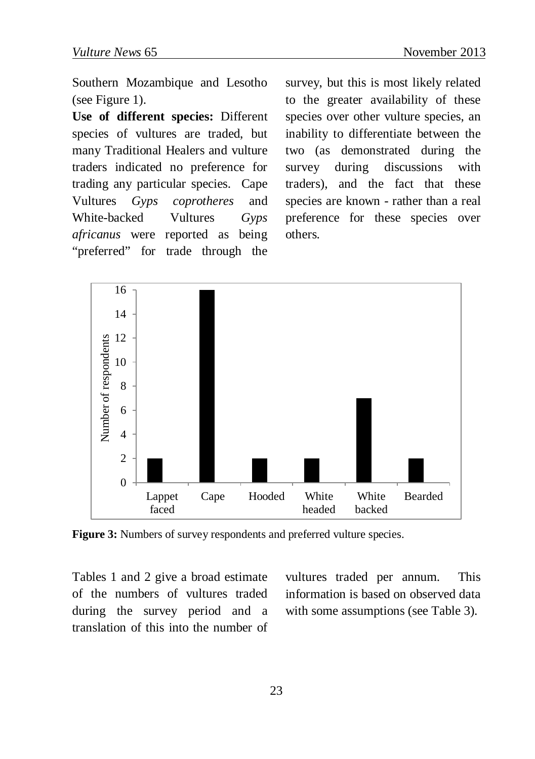Southern Mozambique and Lesotho (see Figure 1).

**Use of different species:** Different species of vultures are traded, but many Traditional Healers and vulture traders indicated no preference for trading any particular species. Cape Vultures *Gyps coprotheres* and White-backed Vultures *Gyps africanus* were reported as being "preferred" for trade through the survey, but this is most likely related to the greater availability of these species over other vulture species, an inability to differentiate between the two (as demonstrated during the survey during discussions with traders), and the fact that these species are known - rather than a real preference for these species over others.

**Figure 3:** Numbers of survey respondents and preferred vulture species.

Tables 1 and 2 give a broad estimate of the numbers of vultures traded during the survey period and a translation of this into the number of vultures traded per annum. This information is based on observed data with some assumptions (see Table 3).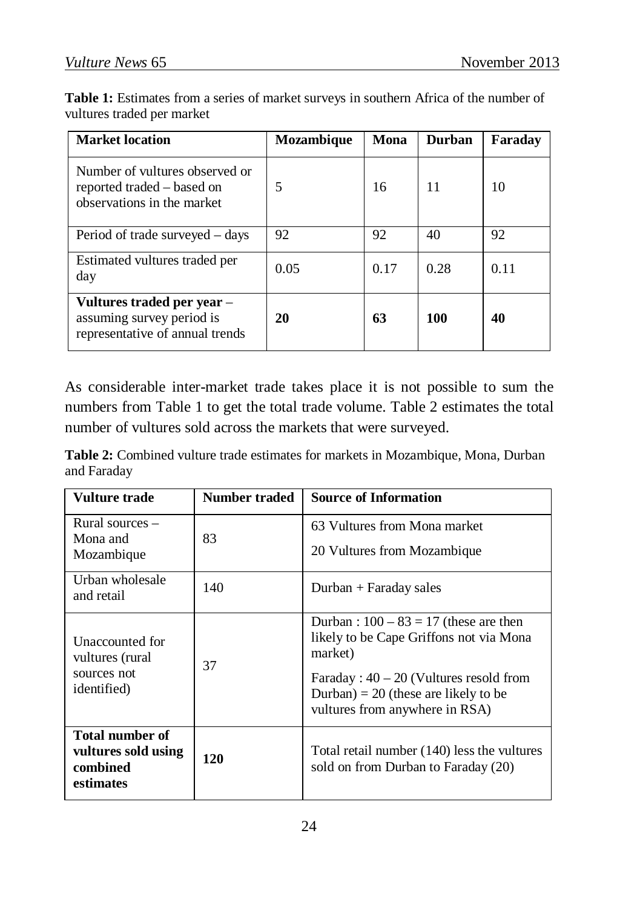**Table 1:** Estimates from a series of market surveys in southern Africa of the number of vultures traded per market

| Market location | Mozambique | Mona | Durban | Faraday |
|---|---|---|---|---|
| Number of vultures observed or reported traded – based on observations in the market | 5 | 16 | 11 | 10 |
| Period of trade surveyed – days | 92 | 92 | 40 | 92 |
| Estimated vultures traded per day | 0.05 | 0.17 | 0.28 | 0.11 |
| **Vultures traded per year** – assuming survey period is representative of annual trends | **20** | **63** | **100** | **40** |

As considerable inter-market trade takes place it is not possible to sum the numbers from Table 1 to get the total trade volume. Table 2 estimates the total number of vultures sold across the markets that were surveyed.

**Table 2:** Combined vulture trade estimates for markets in Mozambique, Mona, Durban and Faraday

| Vulture trade | Number traded | Source of Information |
|---|---|---|
| Rural sources – Mona and Mozambique | 83 | 63 Vultures from Mona market<br>20 Vultures from Mozambique |
| Urban wholesale and retail | 140 | Durban + Faraday sales |
| Unaccounted for vultures (rural sources not identified) | 37 | Durban : 100 – 83 = 17 (these are then likely to be Cape Griffons not via Mona market)<br>Faraday : 40 – 20 (Vultures resold from Durban) = 20 (these are likely to be vultures from anywhere in RSA) |
| **Total number of vultures sold using combined estimates** | **120** | Total retail number (140) less the vultures sold on from Durban to Faraday (20) |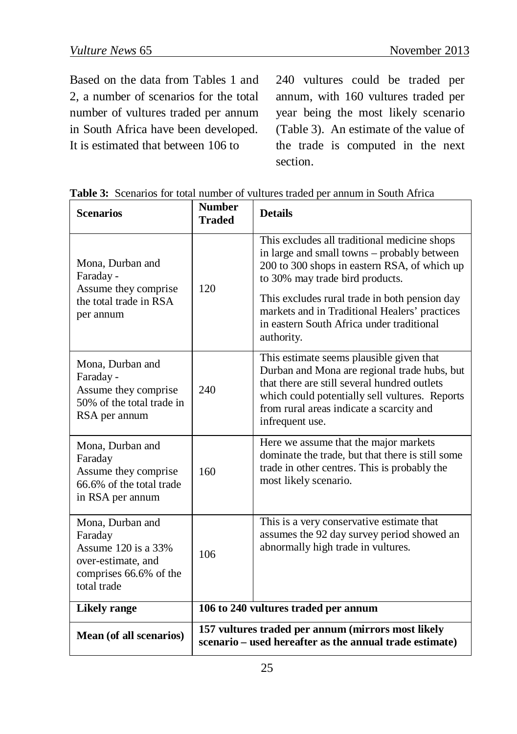Based on the data from Tables 1 and 2, a number of scenarios for the total number of vultures traded per annum in South Africa have been developed. It is estimated that between 106 to 240 vultures could be traded per annum, with 160 vultures traded per year being the most likely scenario (Table 3). An estimate of the value of the trade is computed in the next section.

**Table 3:** Scenarios for total number of vultures traded per annum in South Africa

| **Scenarios** | **Number Traded** | **Details** |
|---|---|---|
| Mona, Durban and Faraday - Assume they comprise the total trade in RSA per annum | 120 | This excludes all traditional medicine shops in large and small towns – probably between 200 to 300 shops in eastern RSA, of which up to 30% may trade bird products. This excludes rural trade in both pension day markets and in Traditional Healers' practices in eastern South Africa under traditional authority. |
| Mona, Durban and Faraday - Assume they comprise 50% of the total trade in RSA per annum | 240 | This estimate seems plausible given that Durban and Mona are regional trade hubs, but that there are still several hundred outlets which could potentially sell vultures. Reports from rural areas indicate a scarcity and infrequent use. |
| Mona, Durban and Faraday Assume they comprise 66.6% of the total trade in RSA per annum | 160 | Here we assume that the major markets dominate the trade, but that there is still some trade in other centres. This is probably the most likely scenario. |
| Mona, Durban and Faraday Assume 120 is a 33% over-estimate, and comprises 66.6% of the total trade | 106 | This is a very conservative estimate that assumes the 92 day survey period showed an abnormally high trade in vultures. |
| **Likely range** | **106 to 240 vultures traded per annum** | |
| **Mean (of all scenarios)** | **157 vultures traded per annum (mirrors most likely scenario – used hereafter as the annual trade estimate)** | |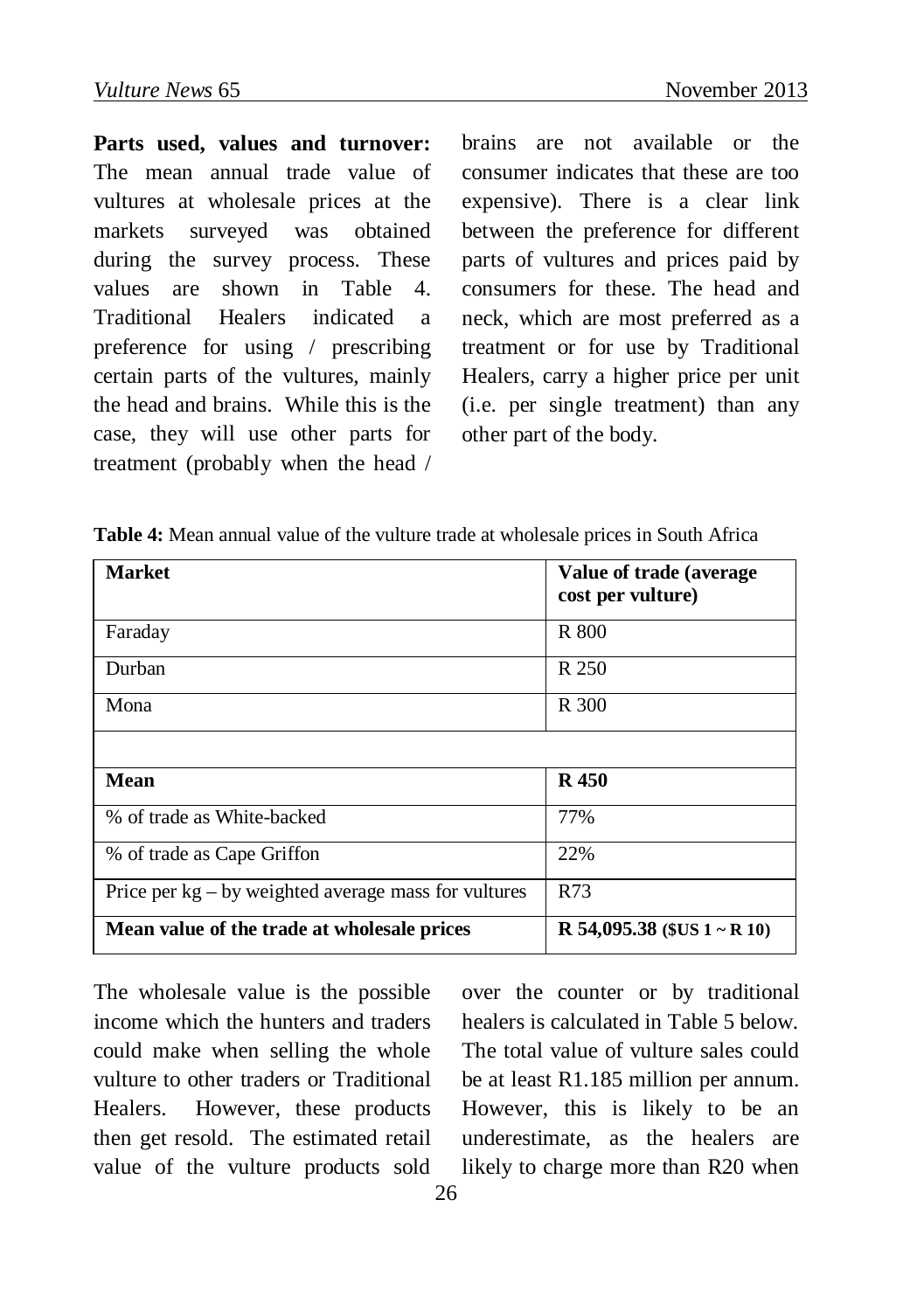**Parts used, values and turnover:** The mean annual trade value of vultures at wholesale prices at the markets surveyed was obtained during the survey process. These values are shown in Table 4. Traditional Healers indicated a preference for using / prescribing certain parts of the vultures, mainly the head and brains. While this is the case, they will use other parts for treatment (probably when the head / brains are not available or the consumer indicates that these are too expensive). There is a clear link between the preference for different parts of vultures and prices paid by consumers for these. The head and neck, which are most preferred as a treatment or for use by Traditional Healers, carry a higher price per unit (i.e. per single treatment) than any other part of the body.

**Table 4:** Mean annual value of the vulture trade at wholesale prices in South Africa

| **Market** | **Value of trade (average cost per vulture)** |
|---|---|
| Faraday | R 800 |
| Durban | R 250 |
| Mona | R 300 |
| | |
| **Mean** | **R 450** |
| % of trade as White-backed | 77% |
| % of trade as Cape Griffon | 22% |
| Price per kg – by weighted average mass for vultures | R73 |
| **Mean value of the trade at wholesale prices** | **R 54,095.38 ($US 1 ~ R 10)** |

The wholesale value is the possible income which the hunters and traders could make when selling the whole vulture to other traders or Traditional Healers. However, these products then get resold. The estimated retail value of the vulture products sold over the counter or by traditional healers is calculated in Table 5 below. The total value of vulture sales could be at least R1.185 million per annum. However, this is likely to be an underestimate, as the healers are likely to charge more than R20 when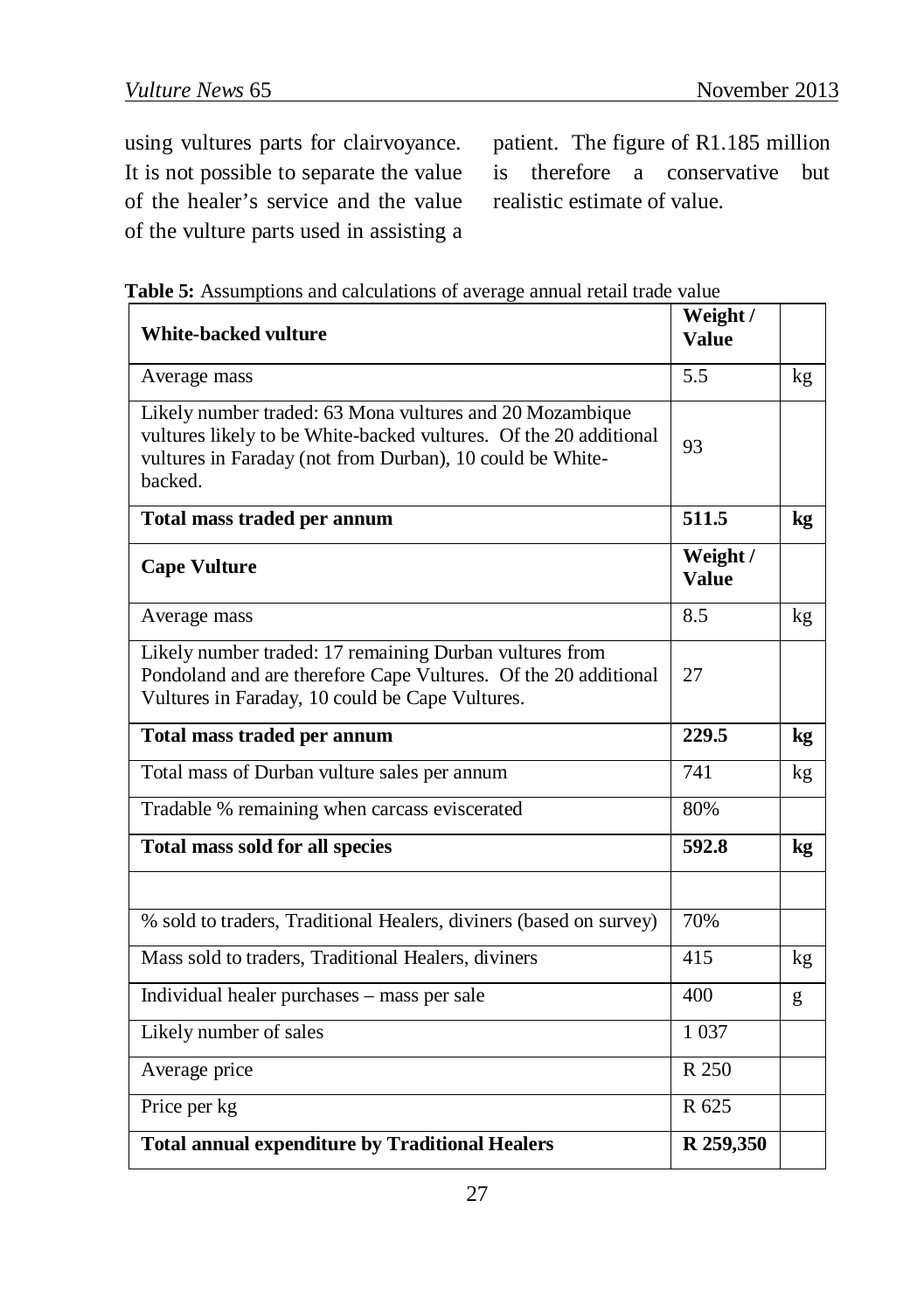using vultures parts for clairvoyance. It is not possible to separate the value of the healer's service and the value of the vulture parts used in assisting a patient. The figure of R1.185 million is therefore a conservative but realistic estimate of value.

**Table 5:** Assumptions and calculations of average annual retail trade value

| **White-backed vulture** | **Weight / Value** | |
|---|---|---|
| Average mass | 5.5 | kg |
| Likely number traded: 63 Mona vultures and 20 Mozambique vultures likely to be White-backed vultures. Of the 20 additional vultures in Faraday (not from Durban), 10 could be White-backed. | 93 | |
| **Total mass traded per annum** | **511.5** | **kg** |
| **Cape Vulture** | **Weight / Value** | |
| Average mass | 8.5 | kg |
| Likely number traded: 17 remaining Durban vultures from Pondoland and are therefore Cape Vultures. Of the 20 additional Vultures in Faraday, 10 could be Cape Vultures. | 27 | |
| **Total mass traded per annum** | **229.5** | **kg** |
| Total mass of Durban vulture sales per annum | 741 | kg |
| Tradable % remaining when carcass eviscerated | 80% | |
| **Total mass sold for all species** | **592.8** | **kg** |
| | | |
| % sold to traders, Traditional Healers, diviners (based on survey) | 70% | |
| Mass sold to traders, Traditional Healers, diviners | 415 | kg |
| Individual healer purchases – mass per sale | 400 | g |
| Likely number of sales | 1 037 | |
| Average price | R 250 | |
| Price per kg | R 625 | |
| **Total annual expenditure by Traditional Healers** | **R 259,350** | |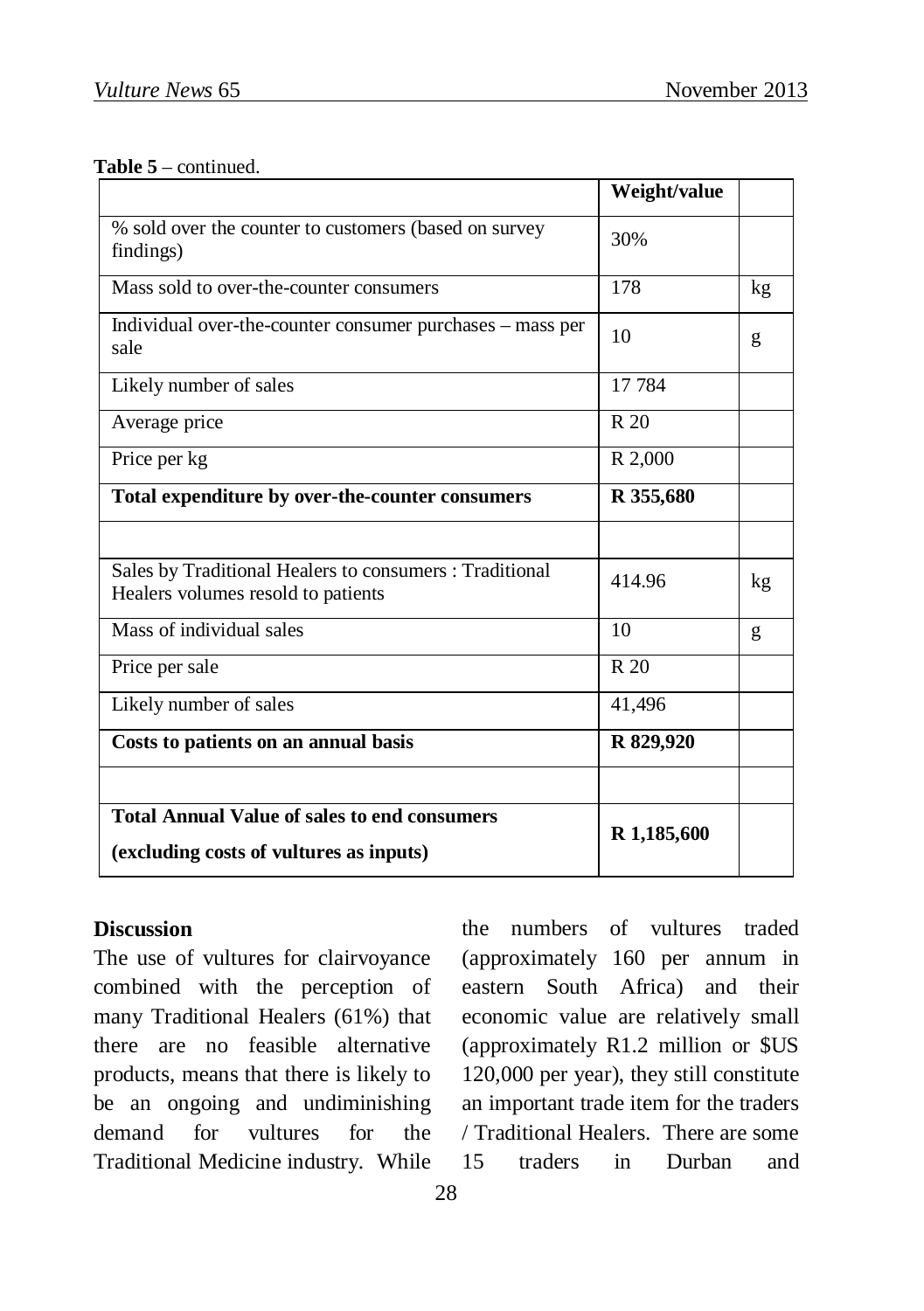**Table 5** – continued.

| | Weight/value | |
|---|---|---|
| % sold over the counter to customers (based on survey findings) | 30% | |
| Mass sold to over-the-counter consumers | 178 | kg |
| Individual over-the-counter consumer purchases – mass per sale | 10 | g |
| Likely number of sales | 17 784 | |
| Average price | R 20 | |
| Price per kg | R 2,000 | |
| **Total expenditure by over-the-counter consumers** | **R 355,680** | |
| | | |
| Sales by Traditional Healers to consumers : Traditional Healers volumes resold to patients | 414.96 | kg |
| Mass of individual sales | 10 | g |
| Price per sale | R 20 | |
| Likely number of sales | 41,496 | |
| **Costs to patients on an annual basis** | **R 829,920** | |
| | | |
| **Total Annual Value of sales to end consumers (excluding costs of vultures as inputs)** | **R 1,185,600** | |

## Discussion

The use of vultures for clairvoyance combined with the perception of many Traditional Healers (61%) that there are no feasible alternative products, means that there is likely to be an ongoing and undiminishing demand for vultures for the Traditional Medicine industry. While the numbers of vultures traded (approximately 160 per annum in eastern South Africa) and their economic value are relatively small (approximately R1.2 million or $US 120,000 per year), they still constitute an important trade item for the traders / Traditional Healers. There are some 15 traders in Durban and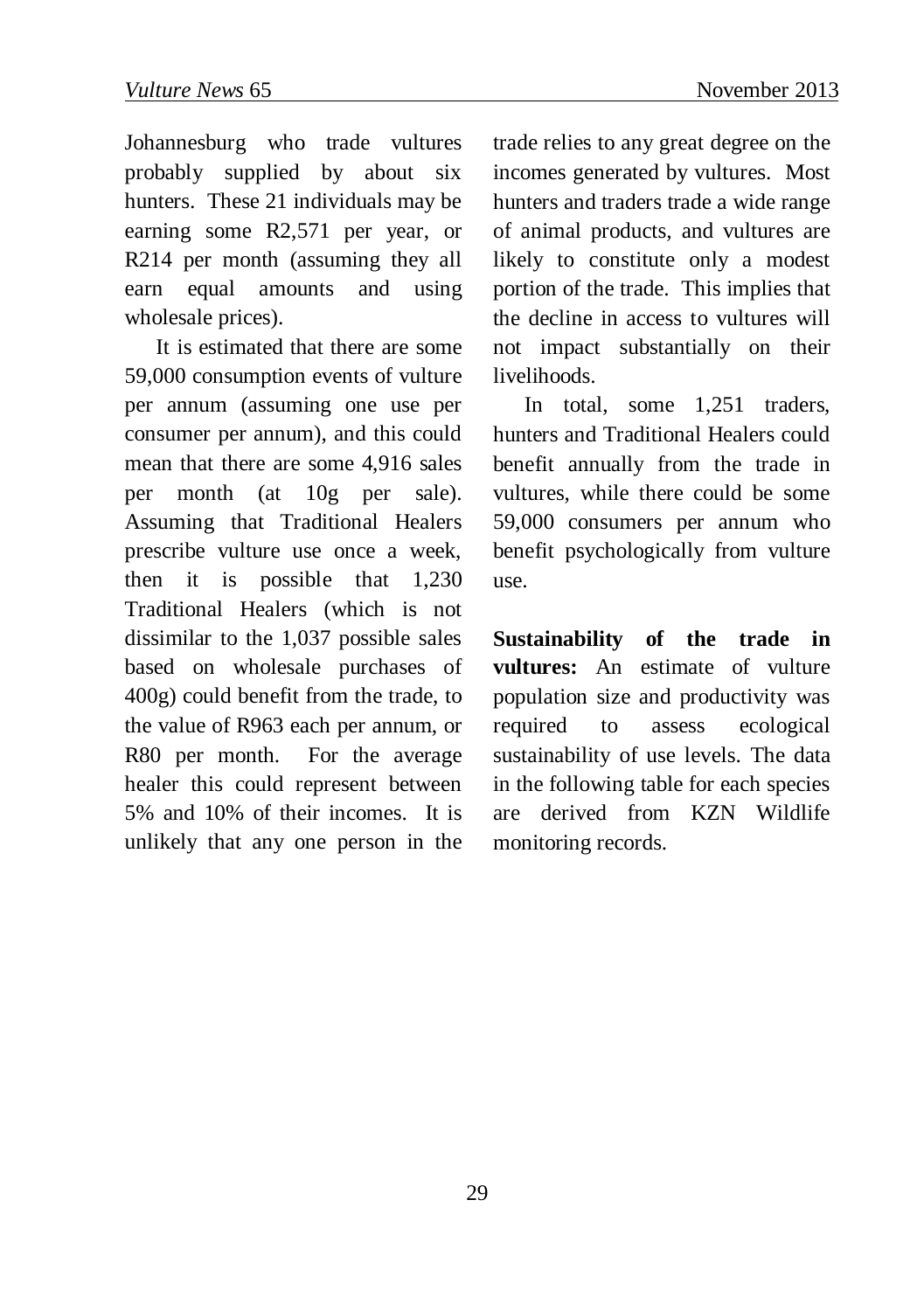Johannesburg who trade vultures probably supplied by about six hunters. These 21 individuals may be earning some R2,571 per year, or R214 per month (assuming they all earn equal amounts and using wholesale prices).

It is estimated that there are some 59,000 consumption events of vulture per annum (assuming one use per consumer per annum), and this could mean that there are some 4,916 sales per month (at 10g per sale). Assuming that Traditional Healers prescribe vulture use once a week, then it is possible that 1,230 Traditional Healers (which is not dissimilar to the 1,037 possible sales based on wholesale purchases of 400g) could benefit from the trade, to the value of R963 each per annum, or R80 per month. For the average healer this could represent between 5% and 10% of their incomes. It is unlikely that any one person in the trade relies to any great degree on the incomes generated by vultures. Most hunters and traders trade a wide range of animal products, and vultures are likely to constitute only a modest portion of the trade. This implies that the decline in access to vultures will not impact substantially on their livelihoods.

In total, some 1,251 traders, hunters and Traditional Healers could benefit annually from the trade in vultures, while there could be some 59,000 consumers per annum who benefit psychologically from vulture use.

**Sustainability of the trade in vultures:** An estimate of vulture population size and productivity was required to assess ecological sustainability of use levels. The data in the following table for each species are derived from KZN Wildlife monitoring records.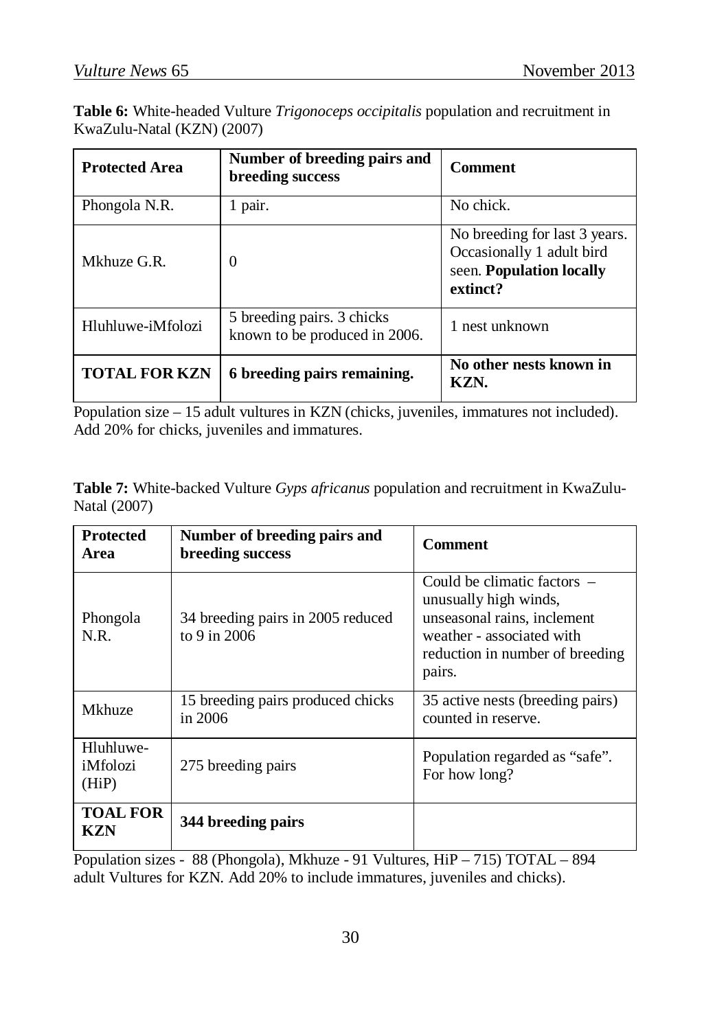**Table 6:** White-headed Vulture *Trigonoceps occipitalis* population and recruitment in KwaZulu-Natal (KZN) (2007)

| **Protected Area** | **Number of breeding pairs and breeding success** | **Comment** |
|---|---|---|
| Phongola N.R. | 1 pair. | No chick. |
| Mkhuze G.R. | 0 | No breeding for last 3 years. Occasionally 1 adult bird seen. **Population locally extinct?** |
| Hluhluwe-iMfolozi | 5 breeding pairs. 3 chicks known to be produced in 2006. | 1 nest unknown |
| **TOTAL FOR KZN** | **6 breeding pairs remaining.** | **No other nests known in KZN.** |

Population size – 15 adult vultures in KZN (chicks, juveniles, immatures not included). Add 20% for chicks, juveniles and immatures.

**Table 7:** White-backed Vulture *Gyps africanus* population and recruitment in KwaZulu-Natal (2007)

| **Protected Area** | **Number of breeding pairs and breeding success** | **Comment** |
|---|---|---|
| Phongola N.R. | 34 breeding pairs in 2005 reduced to 9 in 2006 | Could be climatic factors – unusually high winds, unseasonal rains, inclement weather - associated with reduction in number of breeding pairs. |
| Mkhuze | 15 breeding pairs produced chicks in 2006 | 35 active nests (breeding pairs) counted in reserve. |
| Hluhluwe-iMfolozi (HiP) | 275 breeding pairs | Population regarded as "safe". For how long? |
| **TOAL FOR KZN** | **344 breeding pairs** | |

Population sizes - 88 (Phongola), Mkhuze - 91 Vultures, HiP – 715) TOTAL – 894 adult Vultures for KZN. Add 20% to include immatures, juveniles and chicks).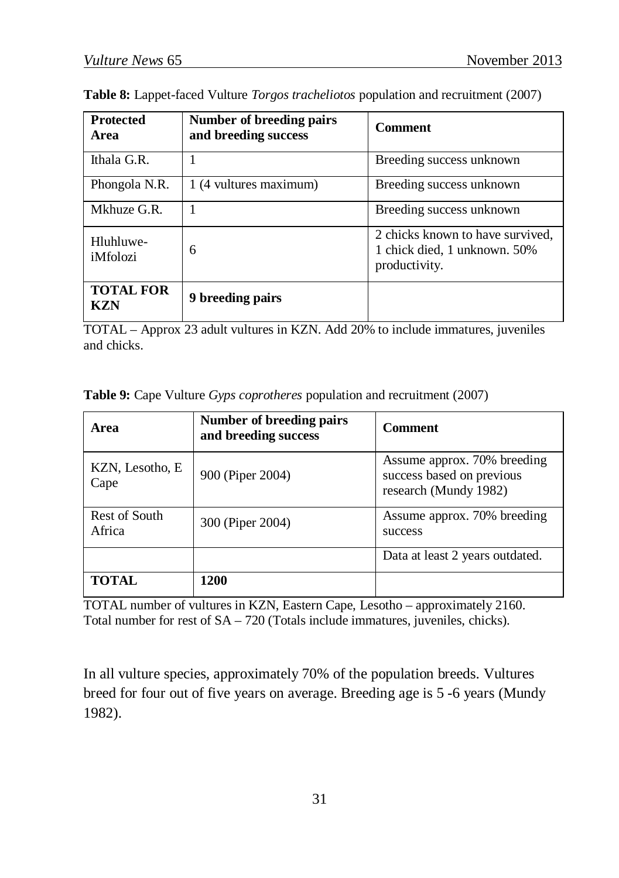**Table 8:** Lappet-faced Vulture *Torgos tracheliotos* population and recruitment (2007)

| **Protected Area** | **Number of breeding pairs and breeding success** | **Comment** |
|---|---|---|
| Ithala G.R. | 1 | Breeding success unknown |
| Phongola N.R. | 1 (4 vultures maximum) | Breeding success unknown |
| Mkhuze G.R. | 1 | Breeding success unknown |
| Hluhluwe-iMfolozi | 6 | 2 chicks known to have survived, 1 chick died, 1 unknown. 50% productivity. |
| **TOTAL FOR KZN** | **9 breeding pairs** | |

TOTAL – Approx 23 adult vultures in KZN. Add 20% to include immatures, juveniles and chicks.

**Table 9:** Cape Vulture *Gyps coprotheres* population and recruitment (2007)

| **Area** | **Number of breeding pairs and breeding success** | **Comment** |
|---|---|---|
| KZN, Lesotho, E Cape | 900 (Piper 2004) | Assume approx. 70% breeding success based on previous research (Mundy 1982) |
| Rest of South Africa | 300 (Piper 2004) | Assume approx. 70% breeding success |
| | | Data at least 2 years outdated. |
| **TOTAL** | **1200** | |

TOTAL number of vultures in KZN, Eastern Cape, Lesotho – approximately 2160. Total number for rest of SA – 720 (Totals include immatures, juveniles, chicks).

In all vulture species, approximately 70% of the population breeds. Vultures breed for four out of five years on average. Breeding age is 5 -6 years (Mundy 1982).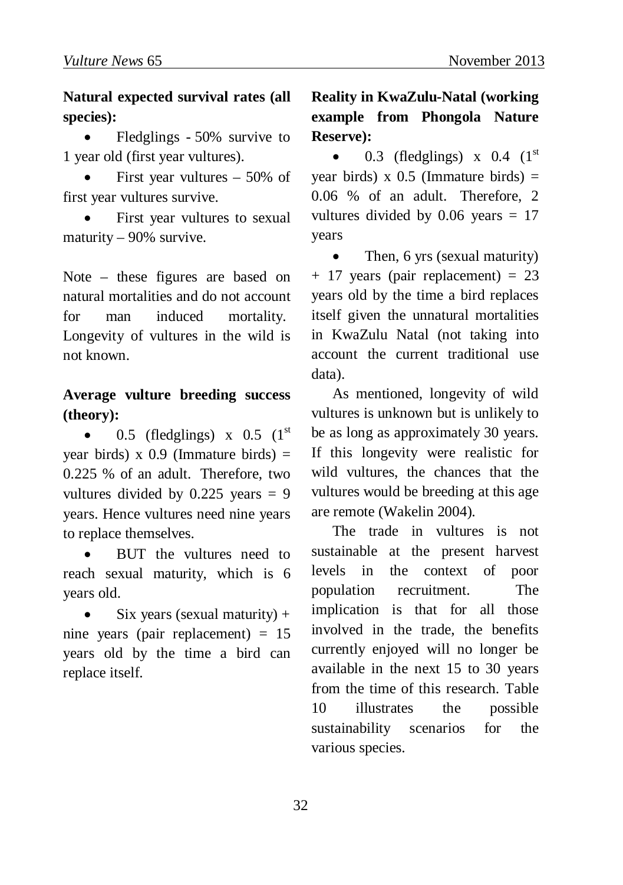**Natural expected survival rates (all species):**

- Fledglings - 50% survive to 1 year old (first year vultures).
- First year vultures – 50% of first year vultures survive.
- First year vultures to sexual maturity – 90% survive.

Note – these figures are based on natural mortalities and do not account for man induced mortality. Longevity of vultures in the wild is not known.

**Average vulture breeding success (theory):**

- 0.5 (fledglings) x 0.5 (1st year birds) x 0.9 (Immature birds) = 0.225 % of an adult. Therefore, two vultures divided by 0.225 years = 9 years. Hence vultures need nine years to replace themselves.
- BUT the vultures need to reach sexual maturity, which is 6 years old.
- Six years (sexual maturity) + nine years (pair replacement) = 15 years old by the time a bird can replace itself.

**Reality in KwaZulu-Natal (working example from Phongola Nature Reserve):**

- 0.3 (fledglings) x 0.4 (1st year birds) x 0.5 (Immature birds) = 0.06 % of an adult. Therefore, 2 vultures divided by 0.06 years = 17 years
- Then, 6 yrs (sexual maturity) + 17 years (pair replacement) = 23 years old by the time a bird replaces itself given the unnatural mortalities in KwaZulu Natal (not taking into account the current traditional use data).

As mentioned, longevity of wild vultures is unknown but is unlikely to be as long as approximately 30 years. If this longevity were realistic for wild vultures, the chances that the vultures would be breeding at this age are remote (Wakelin 2004).

The trade in vultures is not sustainable at the present harvest levels in the context of poor population recruitment. The implication is that for all those involved in the trade, the benefits currently enjoyed will no longer be available in the next 15 to 30 years from the time of this research. Table 10 illustrates the possible sustainability scenarios for the various species.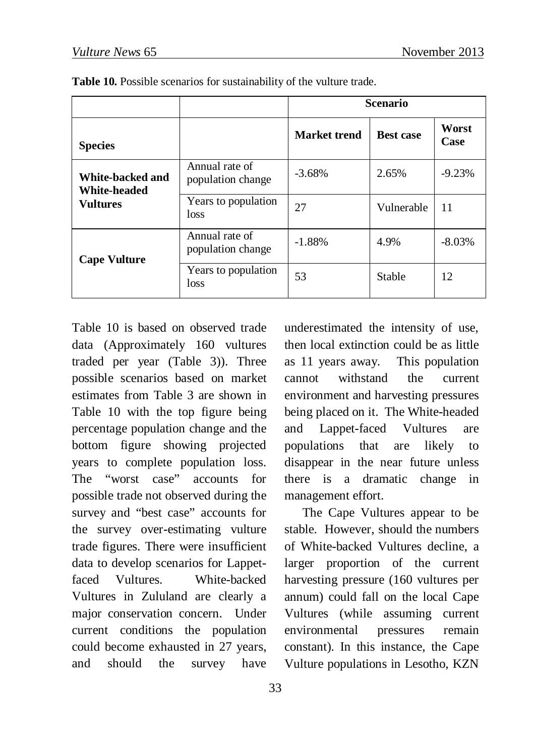**Table 10.** Possible scenarios for sustainability of the vulture trade.

| | | Scenario | | |
|---|---|---|---|---|
| **Species** | | **Market trend** | **Best case** | **Worst Case** |
| **White-backed and White-headed Vultures** | Annual rate of population change | -3.68% | 2.65% | -9.23% |
| | Years to population loss | 27 | Vulnerable | 11 |
| **Cape Vulture** | Annual rate of population change | -1.88% | 4.9% | -8.03% |
| | Years to population loss | 53 | Stable | 12 |

Table 10 is based on observed trade data (Approximately 160 vultures traded per year (Table 3)). Three possible scenarios based on market estimates from Table 3 are shown in Table 10 with the top figure being percentage population change and the bottom figure showing projected years to complete population loss. The "worst case" accounts for possible trade not observed during the survey and "best case" accounts for the survey over-estimating vulture trade figures. There were insufficient data to develop scenarios for Lappet-faced Vultures. White-backed Vultures in Zululand are clearly a major conservation concern. Under current conditions the population could become exhausted in 27 years, and should the survey have underestimated the intensity of use, then local extinction could be as little as 11 years away. This population cannot withstand the current environment and harvesting pressures being placed on it. The White-headed and Lappet-faced Vultures are populations that are likely to disappear in the near future unless there is a dramatic change in management effort.

The Cape Vultures appear to be stable. However, should the numbers of White-backed Vultures decline, a larger proportion of the current harvesting pressure (160 vultures per annum) could fall on the local Cape Vultures (while assuming current environmental pressures remain constant). In this instance, the Cape Vulture populations in Lesotho, KZN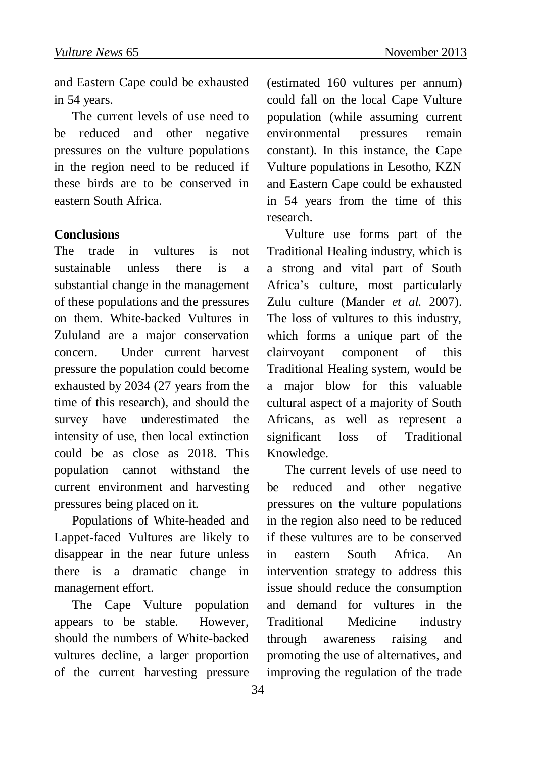and Eastern Cape could be exhausted in 54 years.

The current levels of use need to be reduced and other negative pressures on the vulture populations in the region need to be reduced if these birds are to be conserved in eastern South Africa.

**Conclusions**

The trade in vultures is not sustainable unless there is a substantial change in the management of these populations and the pressures on them. White-backed Vultures in Zululand are a major conservation concern. Under current harvest pressure the population could become exhausted by 2034 (27 years from the time of this research), and should the survey have underestimated the intensity of use, then local extinction could be as close as 2018. This population cannot withstand the current environment and harvesting pressures being placed on it.

Populations of White-headed and Lappet-faced Vultures are likely to disappear in the near future unless there is a dramatic change in management effort.

The Cape Vulture population appears to be stable. However, should the numbers of White-backed vultures decline, a larger proportion of the current harvesting pressure (estimated 160 vultures per annum) could fall on the local Cape Vulture population (while assuming current environmental pressures remain constant). In this instance, the Cape Vulture populations in Lesotho, KZN and Eastern Cape could be exhausted in 54 years from the time of this research.

Vulture use forms part of the Traditional Healing industry, which is a strong and vital part of South Africa's culture, most particularly Zulu culture (Mander *et al.* 2007). The loss of vultures to this industry, which forms a unique part of the clairvoyant component of this Traditional Healing system, would be a major blow for this valuable cultural aspect of a majority of South Africans, as well as represent a significant loss of Traditional Knowledge.

The current levels of use need to be reduced and other negative pressures on the vulture populations in the region also need to be reduced if these vultures are to be conserved in eastern South Africa. An intervention strategy to address this issue should reduce the consumption and demand for vultures in the Traditional Medicine industry through awareness raising and promoting the use of alternatives, and improving the regulation of the trade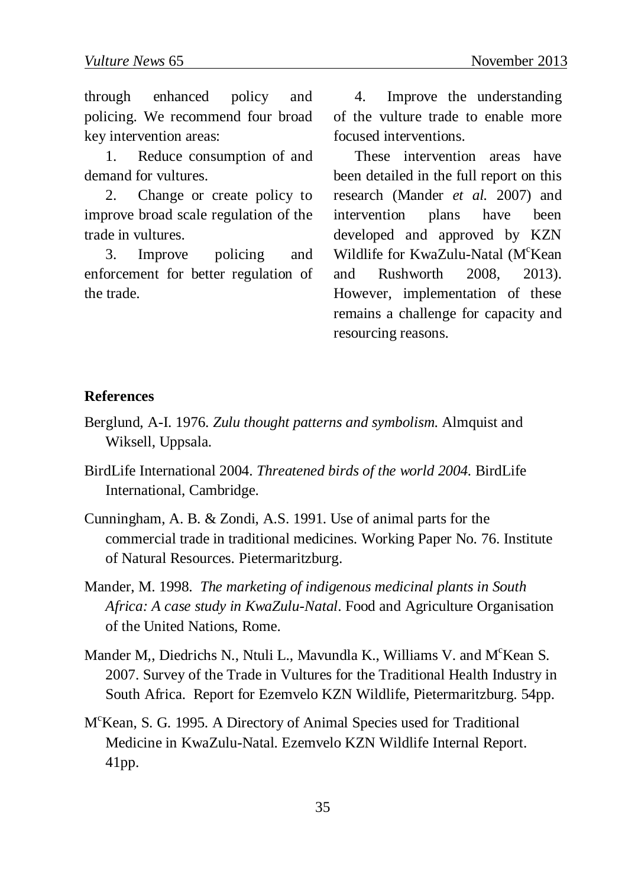through enhanced policy and policing. We recommend four broad key intervention areas:

1. Reduce consumption of and demand for vultures.
2. Change or create policy to improve broad scale regulation of the trade in vultures.
3. Improve policing and enforcement for better regulation of the trade.
4. Improve the understanding of the vulture trade to enable more focused interventions.

These intervention areas have been detailed in the full report on this research (Mander *et al.* 2007) and intervention plans have been developed and approved by KZN Wildlife for KwaZulu-Natal (M[c]Kean and Rushworth 2008, 2013). However, implementation of these remains a challenge for capacity and resourcing reasons.

**References**

Berglund, A-I. 1976. *Zulu thought patterns and symbolism.* Almquist and Wiksell, Uppsala.

BirdLife International 2004. *Threatened birds of the world 2004.* BirdLife International, Cambridge.

Cunningham, A. B. & Zondi, A.S. 1991. Use of animal parts for the commercial trade in traditional medicines. Working Paper No. 76. Institute of Natural Resources. Pietermaritzburg.

Mander, M. 1998. *The marketing of indigenous medicinal plants in South Africa: A case study in KwaZulu-Natal*. Food and Agriculture Organisation of the United Nations, Rome.

Mander M,, Diedrichs N., Ntuli L., Mavundla K., Williams V. and M[c]Kean S. 2007. Survey of the Trade in Vultures for the Traditional Health Industry in South Africa. Report for Ezemvelo KZN Wildlife, Pietermaritzburg. 54pp.

M[c]Kean, S. G. 1995. A Directory of Animal Species used for Traditional Medicine in KwaZulu-Natal. Ezemvelo KZN Wildlife Internal Report. 41pp.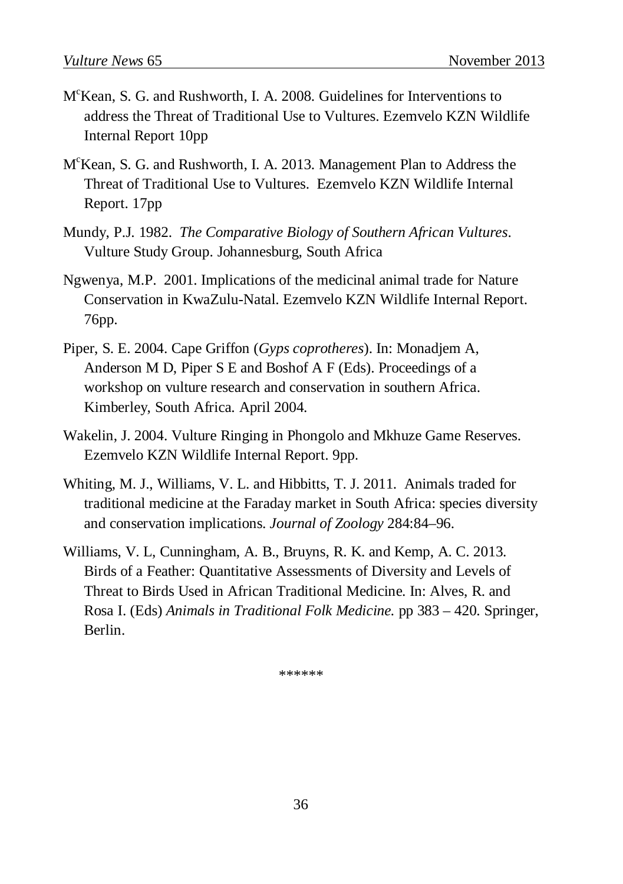McKean, S. G. and Rushworth, I. A. 2008. Guidelines for Interventions to address the Threat of Traditional Use to Vultures. Ezemvelo KZN Wildlife Internal Report 10pp

McKean, S. G. and Rushworth, I. A. 2013. Management Plan to Address the Threat of Traditional Use to Vultures. Ezemvelo KZN Wildlife Internal Report. 17pp

Mundy, P.J. 1982. *The Comparative Biology of Southern African Vultures*. Vulture Study Group. Johannesburg, South Africa

Ngwenya, M.P. 2001. Implications of the medicinal animal trade for Nature Conservation in KwaZulu-Natal. Ezemvelo KZN Wildlife Internal Report. 76pp.

Piper, S. E. 2004. Cape Griffon (*Gyps coprotheres*). In: Monadjem A, Anderson M D, Piper S E and Boshof A F (Eds). Proceedings of a workshop on vulture research and conservation in southern Africa. Kimberley, South Africa. April 2004.

Wakelin, J. 2004. Vulture Ringing in Phongolo and Mkhuze Game Reserves. Ezemvelo KZN Wildlife Internal Report. 9pp.

Whiting, M. J., Williams, V. L. and Hibbitts, T. J. 2011. Animals traded for traditional medicine at the Faraday market in South Africa: species diversity and conservation implications. *Journal of Zoology* 284:84–96.

Williams, V. L, Cunningham, A. B., Bruyns, R. K. and Kemp, A. C. 2013. Birds of a Feather: Quantitative Assessments of Diversity and Levels of Threat to Birds Used in African Traditional Medicine. In: Alves, R. and Rosa I. (Eds) *Animals in Traditional Folk Medicine.* pp 383 – 420. Springer, Berlin.

******